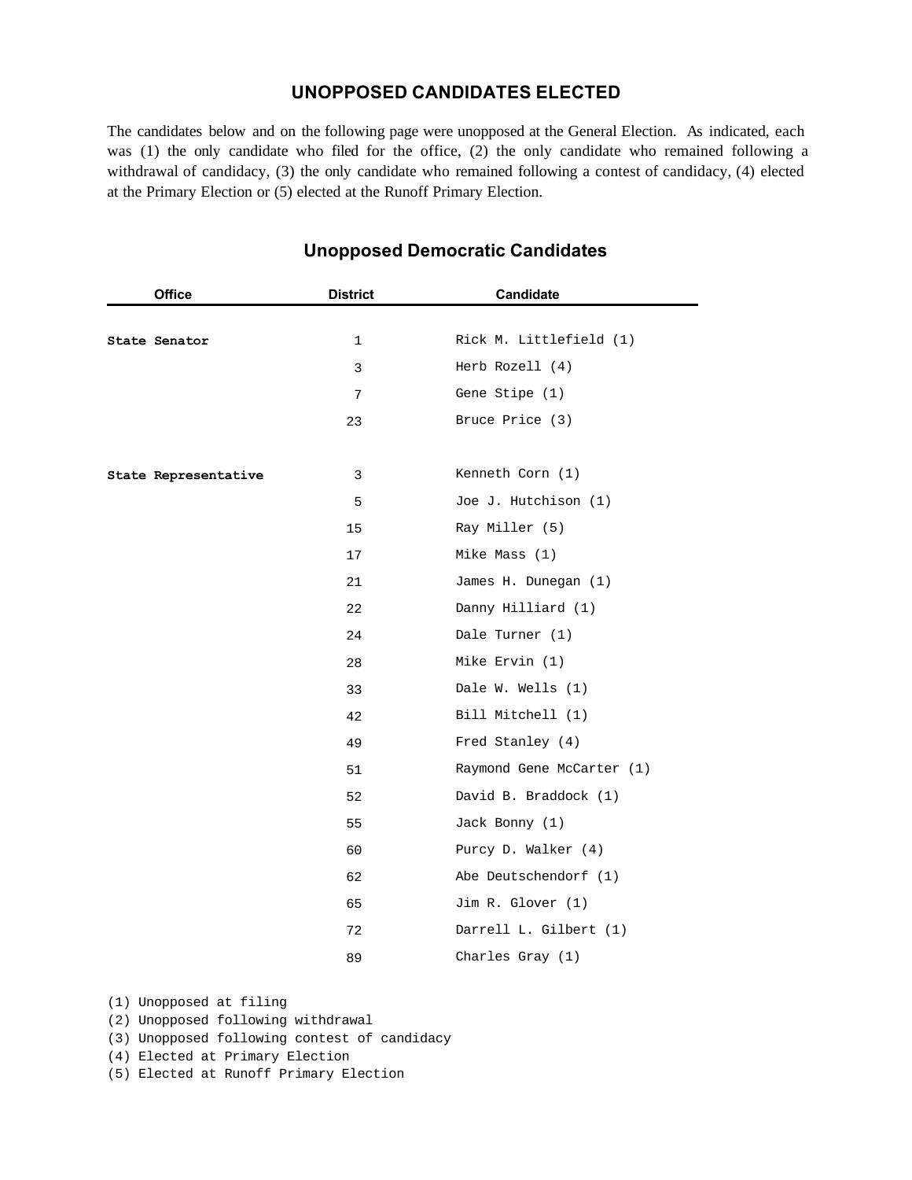## UNOPPOSED CANDIDATES ELECTED

The candidates below and on the following page were unopposed at the General Election. As indicated, each was (1) the only candidate who filed for the office, (2) the only candidate who remained following a withdrawal of candidacy, (3) the only candidate who remained following a contest of candidacy, (4) elected at the Primary Election or (5) elected at the Runoff Primary Election.

### Unopposed Democratic Candidates

| Office | District | Candidate |
|---|---|---|
| **State Senator** | 1 | Rick M. Littlefield (1) |
| | 3 | Herb Rozell (4) |
| | 7 | Gene Stipe (1) |
| | 23 | Bruce Price (3) |
| **State Representative** | 3 | Kenneth Corn (1) |
| | 5 | Joe J. Hutchison (1) |
| | 15 | Ray Miller (5) |
| | 17 | Mike Mass (1) |
| | 21 | James H. Dunegan (1) |
| | 22 | Danny Hilliard (1) |
| | 24 | Dale Turner (1) |
| | 28 | Mike Ervin (1) |
| | 33 | Dale W. Wells (1) |
| | 42 | Bill Mitchell (1) |
| | 49 | Fred Stanley (4) |
| | 51 | Raymond Gene McCarter (1) |
| | 52 | David B. Braddock (1) |
| | 55 | Jack Bonny (1) |
| | 60 | Purcy D. Walker (4) |
| | 62 | Abe Deutschendorf (1) |
| | 65 | Jim R. Glover (1) |
| | 72 | Darrell L. Gilbert (1) |
| | 89 | Charles Gray (1) |

(1) Unopposed at filing
(2) Unopposed following withdrawal
(3) Unopposed following contest of candidacy
(4) Elected at Primary Election
(5) Elected at Runoff Primary Election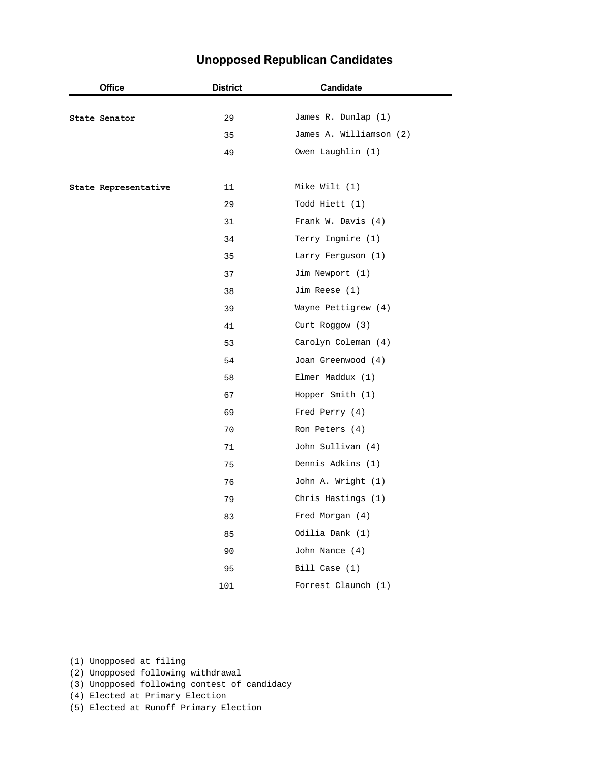# Unopposed Republican Candidates

| Office | District | Candidate |
|---|---|---|
| **State Senator** | 29 | James R. Dunlap (1) |
| | 35 | James A. Williamson (2) |
| | 49 | Owen Laughlin (1) |
| **State Representative** | 11 | Mike Wilt (1) |
| | 29 | Todd Hiett (1) |
| | 31 | Frank W. Davis (4) |
| | 34 | Terry Ingmire (1) |
| | 35 | Larry Ferguson (1) |
| | 37 | Jim Newport (1) |
| | 38 | Jim Reese (1) |
| | 39 | Wayne Pettigrew (4) |
| | 41 | Curt Roggow (3) |
| | 53 | Carolyn Coleman (4) |
| | 54 | Joan Greenwood (4) |
| | 58 | Elmer Maddux (1) |
| | 67 | Hopper Smith (1) |
| | 69 | Fred Perry (4) |
| | 70 | Ron Peters (4) |
| | 71 | John Sullivan (4) |
| | 75 | Dennis Adkins (1) |
| | 76 | John A. Wright (1) |
| | 79 | Chris Hastings (1) |
| | 83 | Fred Morgan (4) |
| | 85 | Odilia Dank (1) |
| | 90 | John Nance (4) |
| | 95 | Bill Case (1) |
| | 101 | Forrest Claunch (1) |

(1) Unopposed at filing
(2) Unopposed following withdrawal
(3) Unopposed following contest of candidacy
(4) Elected at Primary Election
(5) Elected at Runoff Primary Election